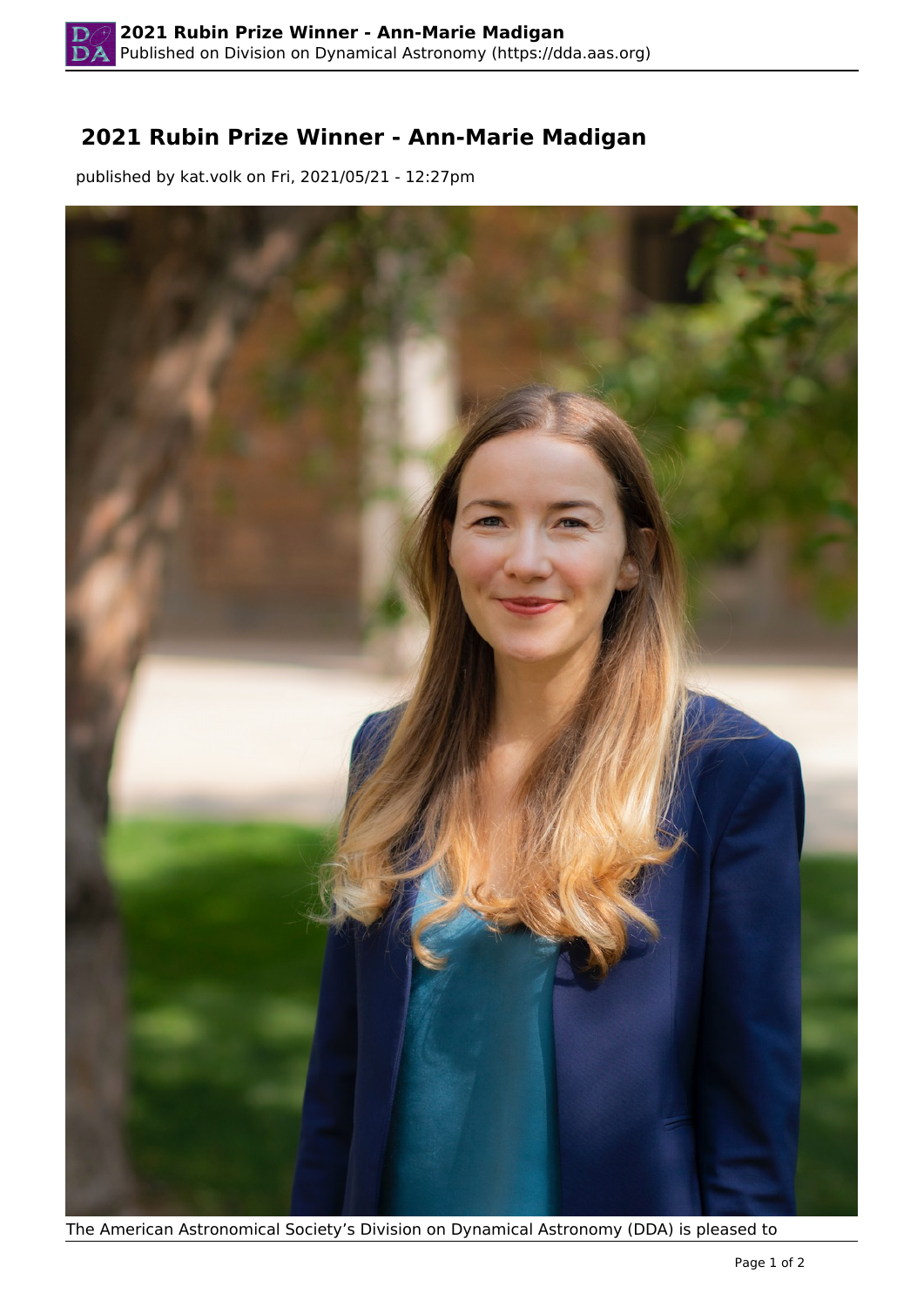# 2021 Rubin Prize Winner - Ann-Marie Madigan

published by kat.volk on Fri, 2021/05/21 - 12:27pm

The American Astronomical Society's Division on Dynamical Astronomy (DDA) is pleased to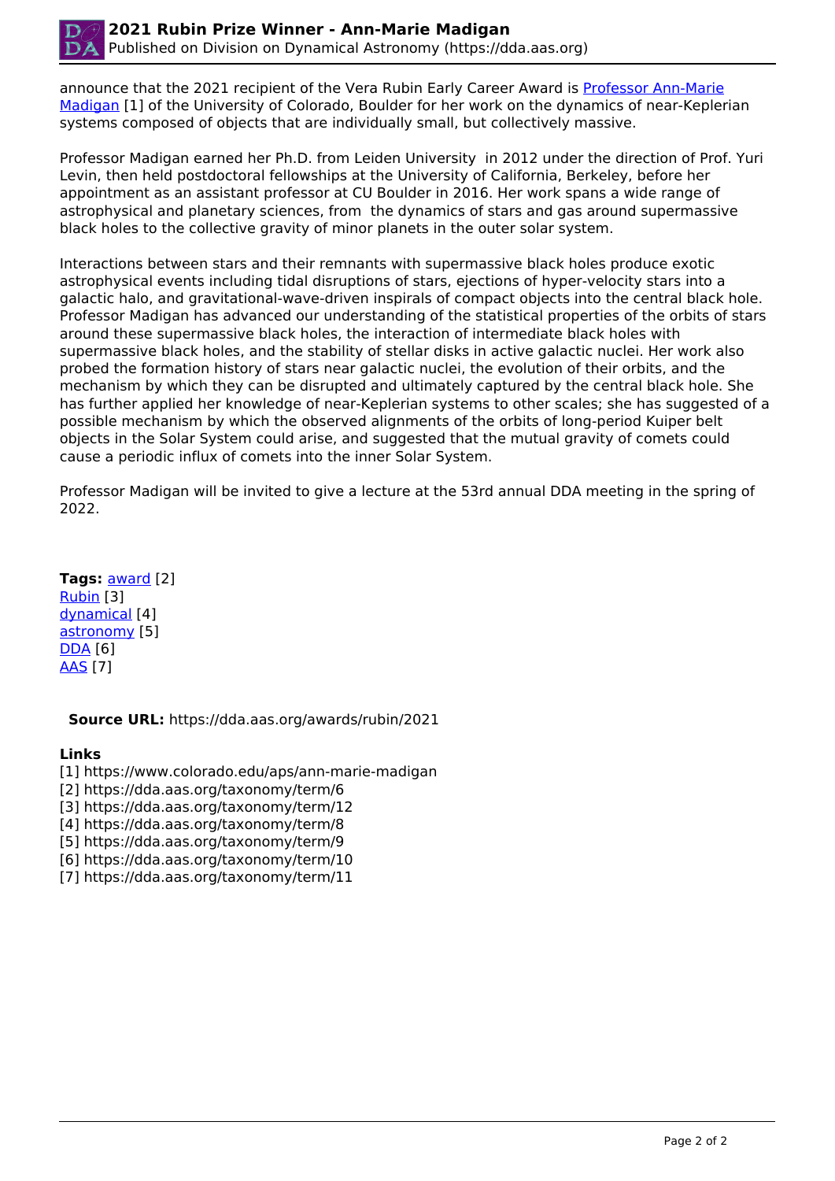announce that the 2021 recipient of the Vera Rubin Early Career Award is [Professor Ann-Marie Madigan](https://www.colorado.edu/aps/ann-marie-madigan) [1] of the University of Colorado, Boulder for her work on the dynamics of near-Keplerian systems composed of objects that are individually small, but collectively massive.

Professor Madigan earned her Ph.D. from Leiden University in 2012 under the direction of Prof. Yuri Levin, then held postdoctoral fellowships at the University of California, Berkeley, before her appointment as an assistant professor at CU Boulder in 2016. Her work spans a wide range of astrophysical and planetary sciences, from the dynamics of stars and gas around supermassive black holes to the collective gravity of minor planets in the outer solar system.

Interactions between stars and their remnants with supermassive black holes produce exotic astrophysical events including tidal disruptions of stars, ejections of hyper-velocity stars into a galactic halo, and gravitational-wave-driven inspirals of compact objects into the central black hole. Professor Madigan has advanced our understanding of the statistical properties of the orbits of stars around these supermassive black holes, the interaction of intermediate black holes with supermassive black holes, and the stability of stellar disks in active galactic nuclei. Her work also probed the formation history of stars near galactic nuclei, the evolution of their orbits, and the mechanism by which they can be disrupted and ultimately captured by the central black hole. She has further applied her knowledge of near-Keplerian systems to other scales; she has suggested of a possible mechanism by which the observed alignments of the orbits of long-period Kuiper belt objects in the Solar System could arise, and suggested that the mutual gravity of comets could cause a periodic influx of comets into the inner Solar System.

Professor Madigan will be invited to give a lecture at the 53rd annual DDA meeting in the spring of 2022.

**Tags:** [award](https://dda.aas.org/taxonomy/term/6) [2]
[Rubin](https://dda.aas.org/taxonomy/term/12) [3]
[dynamical](https://dda.aas.org/taxonomy/term/8) [4]
[astronomy](https://dda.aas.org/taxonomy/term/9) [5]
[DDA](https://dda.aas.org/taxonomy/term/10) [6]
[AAS](https://dda.aas.org/taxonomy/term/11) [7]

**Source URL:** https://dda.aas.org/awards/rubin/2021

**Links**
[1] https://www.colorado.edu/aps/ann-marie-madigan
[2] https://dda.aas.org/taxonomy/term/6
[3] https://dda.aas.org/taxonomy/term/12
[4] https://dda.aas.org/taxonomy/term/8
[5] https://dda.aas.org/taxonomy/term/9
[6] https://dda.aas.org/taxonomy/term/10
[7] https://dda.aas.org/taxonomy/term/11